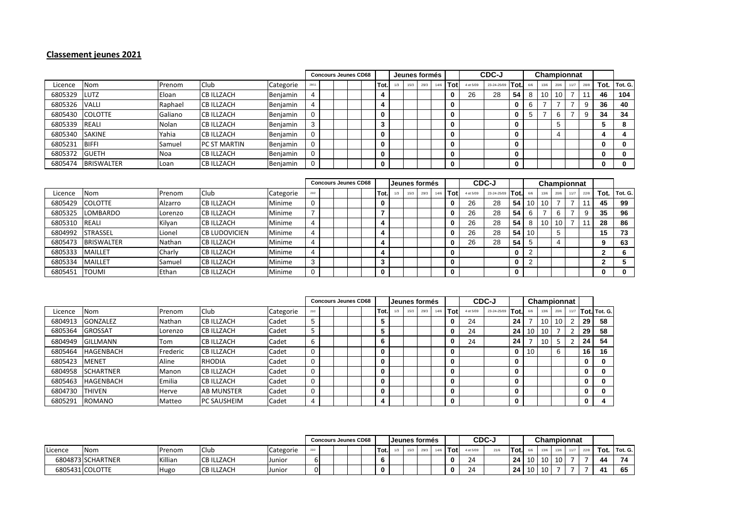## Classement jeunes 2021

| Licence | Nom | Prenom | Club | Categorie | Concours Jeunes CD68 | | | | | | Tot. | Jeunes formés | | | | Tot | CDC-J | | Tot. | Championnat | | | | | Tot. | Tot. G. |
|---|---|---|---|---|---|---|---|---|---|---|---|---|---|---|---|---|---|---|---|---|---|---|---|---|---|---|
| | | | | | 28/11 | | | | | | | 1/3 | 15/3 | 29/3 | 14/6 | | 4 et 5/09 | 23-24-25/09 | | 6/6 | 13/6 | 20/6 | 11/7 | 28/8 | | |
| 6805329 | LUTZ | Eloan | CB ILLZACH | Benjamin | 4 | | | | | | 4 | | | | | 0 | 26 | 28 | 54 | 8 | 10 | 10 | 7 | 11 | 46 | 104 |
| 6805326 | VALLI | Raphael | CB ILLZACH | Benjamin | 4 | | | | | | 4 | | | | | 0 | | | 0 | 6 | 7 | 7 | 7 | 9 | 36 | 40 |
| 6805430 | COLOTTE | Galiano | CB ILLZACH | Benjamin | 0 | | | | | | 0 | | | | | 0 | | | 0 | 5 | 7 | 6 | 7 | 9 | 34 | 34 |
| 6805339 | REALI | Nolan | CB ILLZACH | Benjamin | 3 | | | | | | 3 | | | | | 0 | | | 0 | | | 5 | | | 5 | 8 |
| 6805340 | SAKINE | Yahia | CB ILLZACH | Benjamin | 0 | | | | | | 0 | | | | | 0 | | | 0 | | | 4 | | | 4 | 4 |
| 6805231 | BIFFI | Samuel | PC ST MARTIN | Benjamin | 0 | | | | | | 0 | | | | | 0 | | | 0 | | | | | | 0 | 0 |
| 6805372 | GUETH | Noa | CB ILLZACH | Benjamin | 0 | | | | | | 0 | | | | | 0 | | | 0 | | | | | | 0 | 0 |
| 6805474 | BRISWALTER | Loan | CB ILLZACH | Benjamin | 0 | | | | | | 0 | | | | | 0 | | | 0 | | | | | | 0 | 0 |

| Licence | Nom | Prenom | Club | Categorie | Concours Jeunes CD68 | | | | | | Tot. | Jeunes formés | | | | Tot | CDC-J | | Tot. | Championnat | | | | | Tot. | Tot. G. |
|---|---|---|---|---|---|---|---|---|---|---|---|---|---|---|---|---|---|---|---|---|---|---|---|---|---|---|
| | | | | | 23/2 | | | | | | | 1/3 | 15/3 | 29/3 | 14/6 | | 4 et 5/09 | 23-24-25/09 | | 6/6 | 13/6 | 20/6 | 11/7 | 22/8 | | |
| 6805429 | COLOTTE | Alzarro | CB ILLZACH | Minime | 0 | | | | | | 0 | | | | | 0 | 26 | 28 | 54 | 10 | 10 | 7 | 7 | 11 | 45 | 99 |
| 6805325 | LOMBARDO | Lorenzo | CB ILLZACH | Minime | 7 | | | | | | 7 | | | | | 0 | 26 | 28 | 54 | 6 | 7 | 6 | 7 | 9 | 35 | 96 |
| 6805310 | REALI | Kilyan | CB ILLZACH | Minime | 4 | | | | | | 4 | | | | | 0 | 26 | 28 | 54 | 8 | 10 | 10 | 7 | 11 | 28 | 86 |
| 6804992 | STRASSEL | Lionel | CB LUDOVICIEN | Minime | 4 | | | | | | 4 | | | | | 0 | 26 | 28 | 54 | 10 | | 5 | | | 15 | 73 |
| 6805473 | BRISWALTER | Nathan | CB ILLZACH | Minime | 4 | | | | | | 4 | | | | | 0 | 26 | 28 | 54 | 5 | | 4 | | | 9 | 63 |
| 6805333 | MAILLET | Charly | CB ILLZACH | Minime | 4 | | | | | | 4 | | | | | 0 | | | 0 | 2 | | | | | 2 | 6 |
| 6805334 | MAILLET | Samuel | CB ILLZACH | Minime | 3 | | | | | | 3 | | | | | 0 | | | 0 | 2 | | | | | 2 | 5 |
| 6805451 | TOUMI | Ethan | CB ILLZACH | Minime | 0 | | | | | | 0 | | | | | 0 | | | 0 | | | | | | 0 | 0 |

| Licence | Nom | Prenom | Club | Categorie | Concours Jeunes CD68 | | | | | | Tot. | Jeunes formés | | | | Tot | CDC-J | | Tot. | Championnat | | | | Tot. | Tot. G. |
|---|---|---|---|---|---|---|---|---|---|---|---|---|---|---|---|---|---|---|---|---|---|---|---|---|---|
| | | | | | 23/2 | | | | | | | 1/3 | 15/3 | 29/3 | 14/6 | | 4 et 5/09 | 23-24-25/09 | | 6/6 | 13/6 | 20/6 | 11/7 | | |
| 6804913 | GONZALEZ | Nathan | CB ILLZACH | Cadet | 5 | | | | | | 5 | | | | | 0 | 24 | | 24 | 7 | 10 | 10 | 2 | 29 | 58 |
| 6805364 | GROSSAT | Lorenzo | CB ILLZACH | Cadet | 5 | | | | | | 5 | | | | | 0 | 24 | | 24 | 10 | 10 | 7 | 2 | 29 | 58 |
| 6804949 | GILLMANN | Tom | CB ILLZACH | Cadet | 6 | | | | | | 6 | | | | | 0 | 24 | | 24 | 7 | 10 | 5 | 2 | 24 | 54 |
| 6805464 | HAGENBACH | Frederic | CB ILLZACH | Cadet | 0 | | | | | | 0 | | | | | 0 | | | 0 | 10 | | 6 | | 16 | 16 |
| 6805423 | MENET | Aline | RHODIA | Cadet | 0 | | | | | | 0 | | | | | 0 | | | 0 | | | | | 0 | 0 |
| 6804958 | SCHARTNER | Manon | CB ILLZACH | Cadet | 0 | | | | | | 0 | | | | | 0 | | | 0 | | | | | 0 | 0 |
| 6805463 | HAGENBACH | Emilia | CB ILLZACH | Cadet | 0 | | | | | | 0 | | | | | 0 | | | 0 | | | | | 0 | 0 |
| 6804730 | THIVEN | Herve | AB MUNSTER | Cadet | 0 | | | | | | 0 | | | | | 0 | | | 0 | | | | | 0 | 0 |
| 6805291 | ROMANO | Matteo | PC SAUSHEIM | Cadet | 4 | | | | | | 4 | | | | | 0 | | | 0 | | | | | 0 | 4 |

| Licence | Nom | Prenom | Club | Categorie | Concours Jeunes CD68 | | | | | | Tot. | Jeunes formés | | | | Tot | CDC-J | | Tot. | Championnat | | | | | Tot. | Tot. G. |
|---|---|---|---|---|---|---|---|---|---|---|---|---|---|---|---|---|---|---|---|---|---|---|---|---|---|---|
| | | | | | 23/2 | | | | | | | 1/3 | 15/3 | 29/3 | 14/6 | | 4 et 5/09 | 21/6 | | 6/6 | 13/6 | 13/6 | 11/7 | 22/8 | | |
| 6804873 | SCHARTNER | Killian | CB ILLZACH | Junior | 6 | | | | | | 6 | | | | | 0 | 24 | | 24 | 10 | 10 | 10 | 7 | 7 | 44 | 74 |
| 6805431 | COLOTTE | Hugo | CB ILLZACH | Junior | 0 | | | | | | 0 | | | | | 0 | 24 | | 24 | 10 | 10 | 7 | 7 | 7 | 41 | 65 |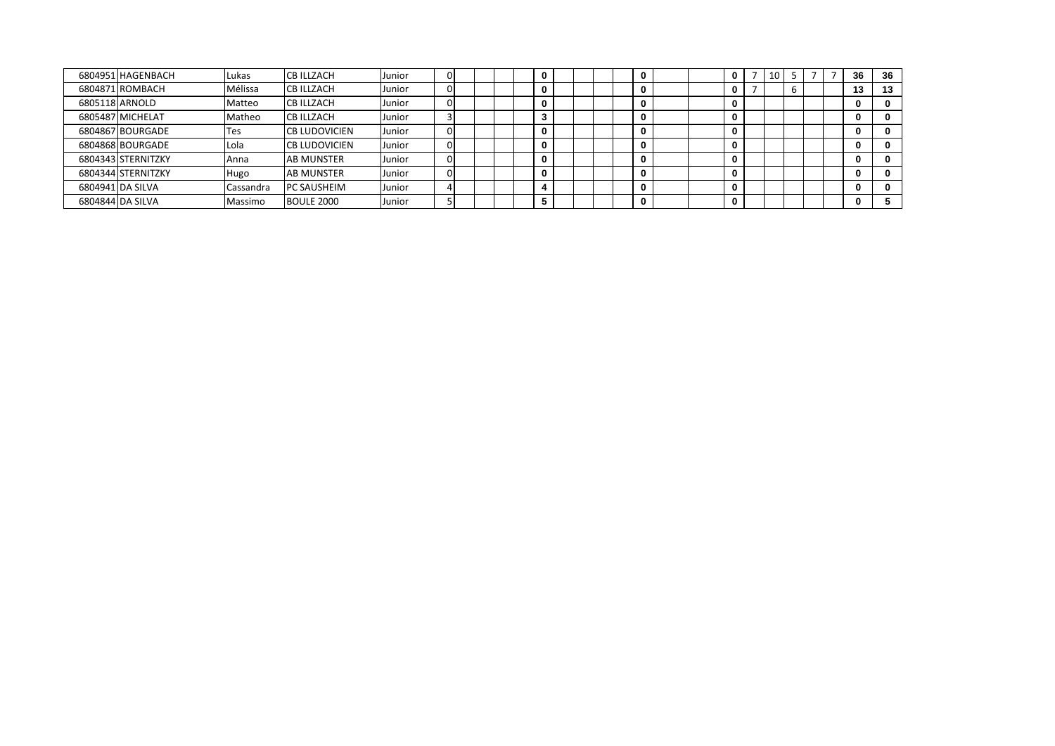| | | | | | | | | | | | | | | | | | | | | | | | | | | |
|---|---|---|---|---|---|---|---|---|---|---|---|---|---|---|---|---|---|---|---|---|---|---|---|---|---|---|
| 6804951 | HAGENBACH | Lukas | CB ILLZACH | Junior | 0 | | | | | **0** | | | | | **0** | | | **0** | 7 | 10 | 5 | 7 | 7 | **36** | **36** |
| 6804871 | ROMBACH | Mélissa | CB ILLZACH | Junior | 0 | | | | | **0** | | | | | **0** | | | **0** | 7 | | 6 | | | **13** | **13** |
| 6805118 | ARNOLD | Matteo | CB ILLZACH | Junior | 0 | | | | | **0** | | | | | **0** | | | **0** | | | | | | **0** | **0** |
| 6805487 | MICHELAT | Matheo | CB ILLZACH | Junior | 3 | | | | | **3** | | | | | **0** | | | **0** | | | | | | **0** | **0** |
| 6804867 | BOURGADE | Tes | CB LUDOVICIEN | Junior | 0 | | | | | **0** | | | | | **0** | | | **0** | | | | | | **0** | **0** |
| 6804868 | BOURGADE | Lola | CB LUDOVICIEN | Junior | 0 | | | | | **0** | | | | | **0** | | | **0** | | | | | | **0** | **0** |
| 6804343 | STERNITZKY | Anna | AB MUNSTER | Junior | 0 | | | | | **0** | | | | | **0** | | | **0** | | | | | | **0** | **0** |
| 6804344 | STERNITZKY | Hugo | AB MUNSTER | Junior | 0 | | | | | **0** | | | | | **0** | | | **0** | | | | | | **0** | **0** |
| 6804941 | DA SILVA | Cassandra | PC SAUSHEIM | Junior | 4 | | | | | **4** | | | | | **0** | | | **0** | | | | | | **0** | **0** |
| 6804844 | DA SILVA | Massimo | BOULE 2000 | Junior | 5 | | | | | **5** | | | | | **0** | | | **0** | | | | | | **0** | **5** |